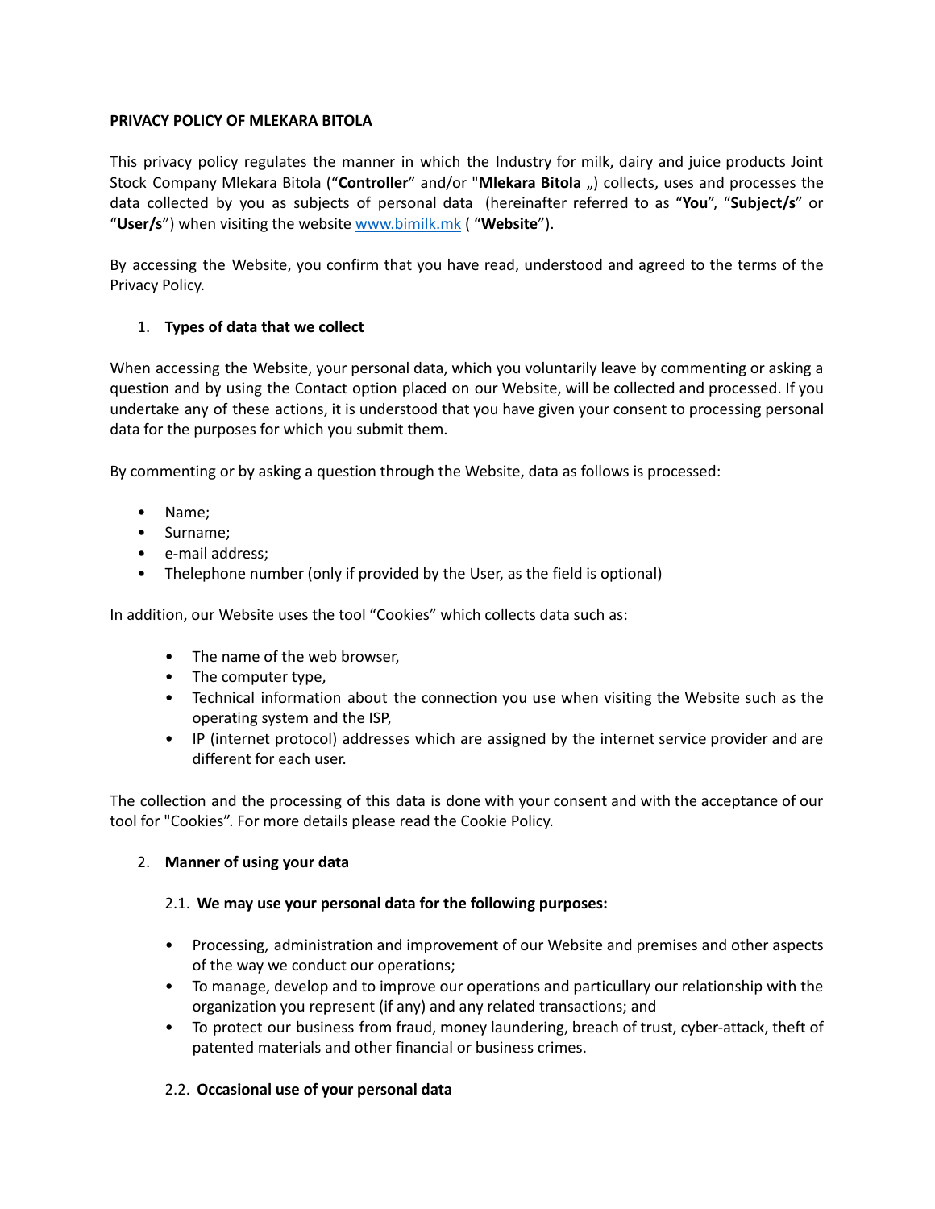**PRIVACY POLICY OF MLEKARA BITOLA**

This privacy policy regulates the manner in which the Industry for milk, dairy and juice products Joint Stock Company Mlekara Bitola (“**Controller**” and/or "**Mlekara Bitola** „) collects, uses and processes the data collected by you as subjects of personal data (hereinafter referred to as “**You**”, “**Subject/s**” or “**User/s**”) when visiting the website www.bimilk.mk ( “**Website**”).

By accessing the Website, you confirm that you have read, understood and agreed to the terms of the Privacy Policy.

1. **Types of data that we collect**

When accessing the Website, your personal data, which you voluntarily leave by commenting or asking a question and by using the Contact option placed on our Website, will be collected and processed. If you undertake any of these actions, it is understood that you have given your consent to processing personal data for the purposes for which you submit them.

By commenting or by asking a question through the Website, data as follows is processed:

- Name;
- Surname;
- e-mail address;
- Thelephone number (only if provided by the User, as the field is optional)

In addition, our Website uses the tool “Cookies” which collects data such as:

- The name of the web browser,
- The computer type,
- Technical information about the connection you use when visiting the Website such as the operating system and the ISP,
- IP (internet protocol) addresses which are assigned by the internet service provider and are different for each user.

The collection and the processing of this data is done with your consent and with the acceptance of our tool for "Cookies”. For more details please read the Cookie Policy.

2. **Manner of using your data**

2.1. **We may use your personal data for the following purposes:**

- Processing, administration and improvement of our Website and premises and other aspects of the way we conduct our operations;
- To manage, develop and to improve our operations and particullary our relationship with the organization you represent (if any) and any related transactions; and
- To protect our business from fraud, money laundering, breach of trust, cyber-attack, theft of patented materials and other financial or business crimes.

2.2. **Occasional use of your personal data**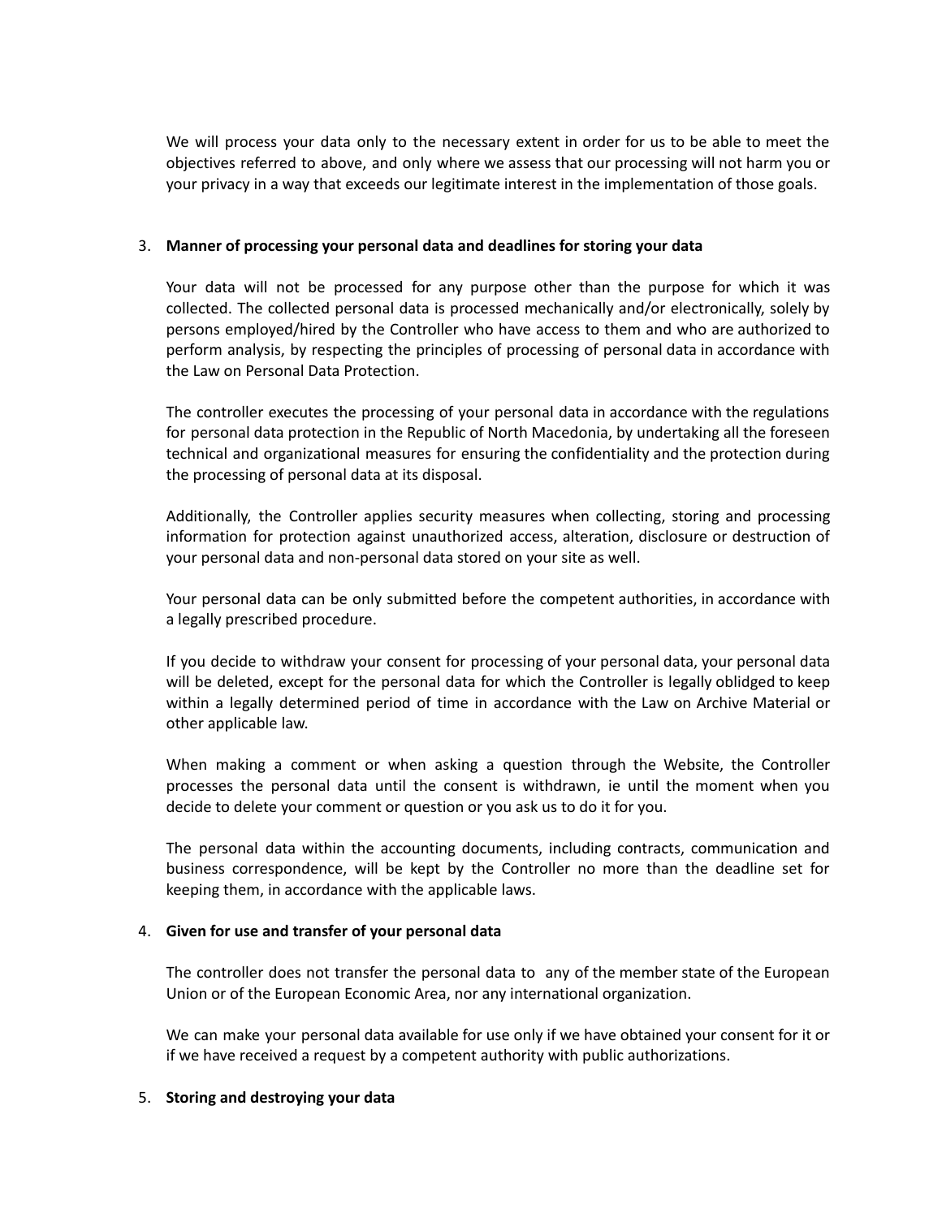We will process your data only to the necessary extent in order for us to be able to meet the objectives referred to above, and only where we assess that our processing will not harm you or your privacy in a way that exceeds our legitimate interest in the implementation of those goals.

3. **Manner of processing your personal data and deadlines for storing your data**

   Your data will not be processed for any purpose other than the purpose for which it was collected. The collected personal data is processed mechanically and/or electronically, solely by persons employed/hired by the Controller who have access to them and who are authorized to perform analysis, by respecting the principles of processing of personal data in accordance with the Law on Personal Data Protection.

   The controller executes the processing of your personal data in accordance with the regulations for personal data protection in the Republic of North Macedonia, by undertaking all the foreseen technical and organizational measures for ensuring the confidentiality and the protection during the processing of personal data at its disposal.

   Additionally, the Controller applies security measures when collecting, storing and processing information for protection against unauthorized access, alteration, disclosure or destruction of your personal data and non-personal data stored on your site as well.

   Your personal data can be only submitted before the competent authorities, in accordance with a legally prescribed procedure.

   If you decide to withdraw your consent for processing of your personal data, your personal data will be deleted, except for the personal data for which the Controller is legally oblidged to keep within a legally determined period of time in accordance with the Law on Archive Material or other applicable law.

   When making a comment or when asking a question through the Website, the Controller processes the personal data until the consent is withdrawn, ie until the moment when you decide to delete your comment or question or you ask us to do it for you.

   The personal data within the accounting documents, including contracts, communication and business correspondence, will be kept by the Controller no more than the deadline set for keeping them, in accordance with the applicable laws.

4. **Given for use and transfer of your personal data**

   The controller does not transfer the personal data to any of the member state of the European Union or of the European Economic Area, nor any international organization.

   We can make your personal data available for use only if we have obtained your consent for it or if we have received a request by a competent authority with public authorizations.

5. **Storing and destroying your data**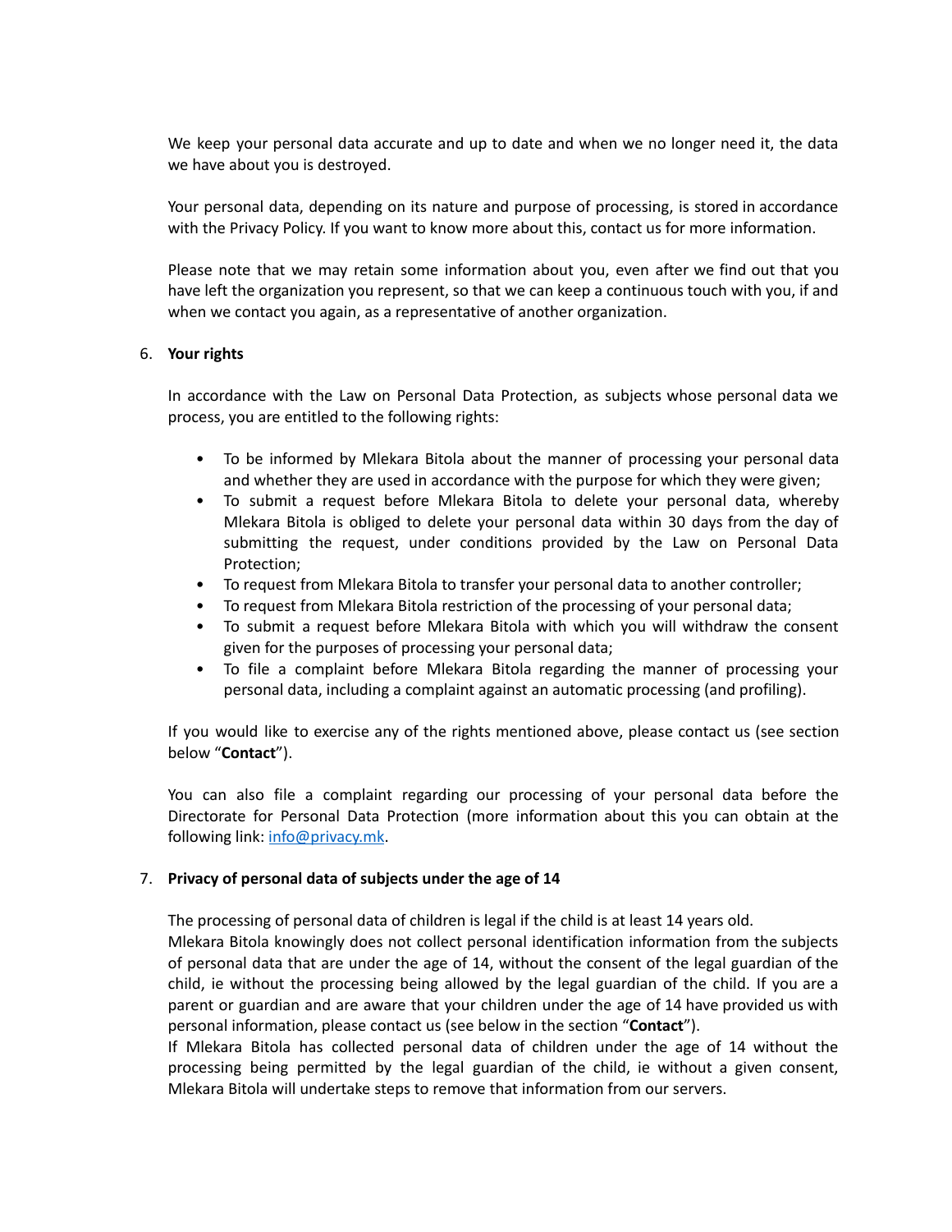We keep your personal data accurate and up to date and when we no longer need it, the data we have about you is destroyed.

Your personal data, depending on its nature and purpose of processing, is stored in accordance with the Privacy Policy. If you want to know more about this, contact us for more information.

Please note that we may retain some information about you, even after we find out that you have left the organization you represent, so that we can keep a continuous touch with you, if and when we contact you again, as a representative of another organization.

6. **Your rights**

In accordance with the Law on Personal Data Protection, as subjects whose personal data we process, you are entitled to the following rights:

- To be informed by Mlekara Bitola about the manner of processing your personal data and whether they are used in accordance with the purpose for which they were given;
- To submit a request before Mlekara Bitola to delete your personal data, whereby Mlekara Bitola is obliged to delete your personal data within 30 days from the day of submitting the request, under conditions provided by the Law on Personal Data Protection;
- To request from Mlekara Bitola to transfer your personal data to another controller;
- To request from Mlekara Bitola restriction of the processing of your personal data;
- To submit a request before Mlekara Bitola with which you will withdraw the consent given for the purposes of processing your personal data;
- To file a complaint before Mlekara Bitola regarding the manner of processing your personal data, including a complaint against an automatic processing (and profiling).

If you would like to exercise any of the rights mentioned above, please contact us (see section below "**Contact**").

You can also file a complaint regarding our processing of your personal data before the Directorate for Personal Data Protection (more information about this you can obtain at the following link: info@privacy.mk.

7. **Privacy of personal data of subjects under the age of 14**

The processing of personal data of children is legal if the child is at least 14 years old.
Mlekara Bitola knowingly does not collect personal identification information from the subjects of personal data that are under the age of 14, without the consent of the legal guardian of the child, ie without the processing being allowed by the legal guardian of the child. If you are a parent or guardian and are aware that your children under the age of 14 have provided us with personal information, please contact us (see below in the section "**Contact**").
If Mlekara Bitola has collected personal data of children under the age of 14 without the processing being permitted by the legal guardian of the child, ie without a given consent, Mlekara Bitola will undertake steps to remove that information from our servers.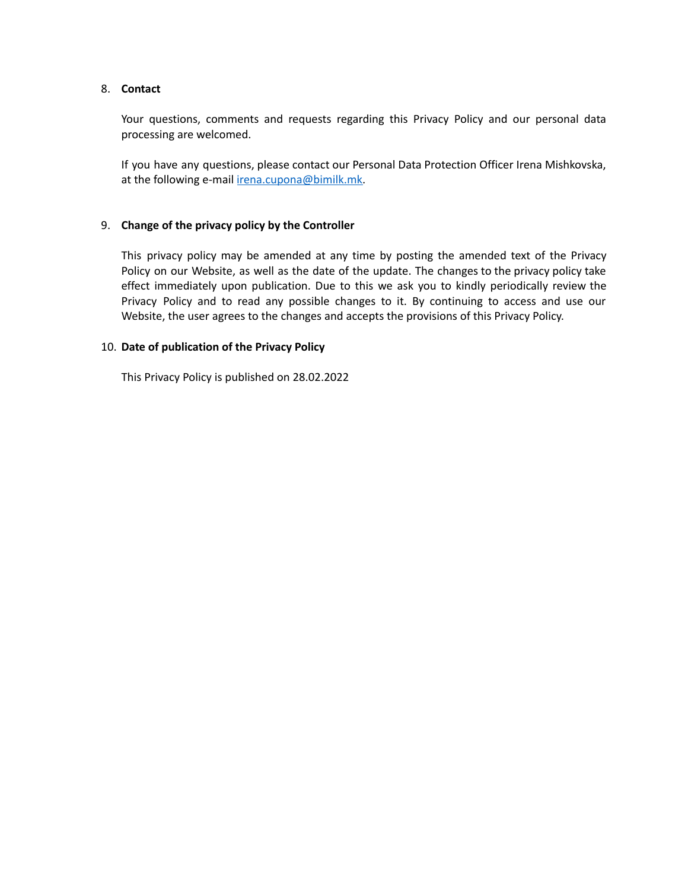## 8. Contact

Your questions, comments and requests regarding this Privacy Policy and our personal data processing are welcomed.

If you have any questions, please contact our Personal Data Protection Officer Irena Mishkovska, at the following e-mail irena.cupona@bimilk.mk.

## 9. Change of the privacy policy by the Controller

This privacy policy may be amended at any time by posting the amended text of the Privacy Policy on our Website, as well as the date of the update. The changes to the privacy policy take effect immediately upon publication. Due to this we ask you to kindly periodically review the Privacy Policy and to read any possible changes to it. By continuing to access and use our Website, the user agrees to the changes and accepts the provisions of this Privacy Policy.

## 10. Date of publication of the Privacy Policy

This Privacy Policy is published on 28.02.2022